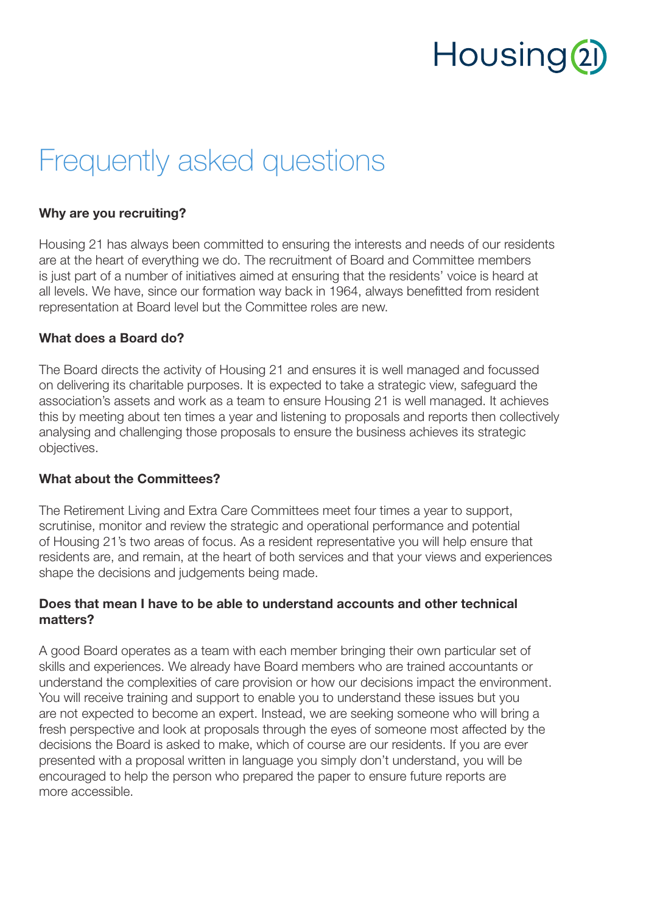Housing 21

# Frequently asked questions

**Why are you recruiting?**

Housing 21 has always been committed to ensuring the interests and needs of our residents are at the heart of everything we do. The recruitment of Board and Committee members is just part of a number of initiatives aimed at ensuring that the residents' voice is heard at all levels. We have, since our formation way back in 1964, always benefitted from resident representation at Board level but the Committee roles are new.

**What does a Board do?**

The Board directs the activity of Housing 21 and ensures it is well managed and focussed on delivering its charitable purposes. It is expected to take a strategic view, safeguard the association's assets and work as a team to ensure Housing 21 is well managed. It achieves this by meeting about ten times a year and listening to proposals and reports then collectively analysing and challenging those proposals to ensure the business achieves its strategic objectives.

**What about the Committees?**

The Retirement Living and Extra Care Committees meet four times a year to support, scrutinise, monitor and review the strategic and operational performance and potential of Housing 21's two areas of focus. As a resident representative you will help ensure that residents are, and remain, at the heart of both services and that your views and experiences shape the decisions and judgements being made.

**Does that mean I have to be able to understand accounts and other technical matters?**

A good Board operates as a team with each member bringing their own particular set of skills and experiences. We already have Board members who are trained accountants or understand the complexities of care provision or how our decisions impact the environment. You will receive training and support to enable you to understand these issues but you are not expected to become an expert. Instead, we are seeking someone who will bring a fresh perspective and look at proposals through the eyes of someone most affected by the decisions the Board is asked to make, which of course are our residents. If you are ever presented with a proposal written in language you simply don't understand, you will be encouraged to help the person who prepared the paper to ensure future reports are more accessible.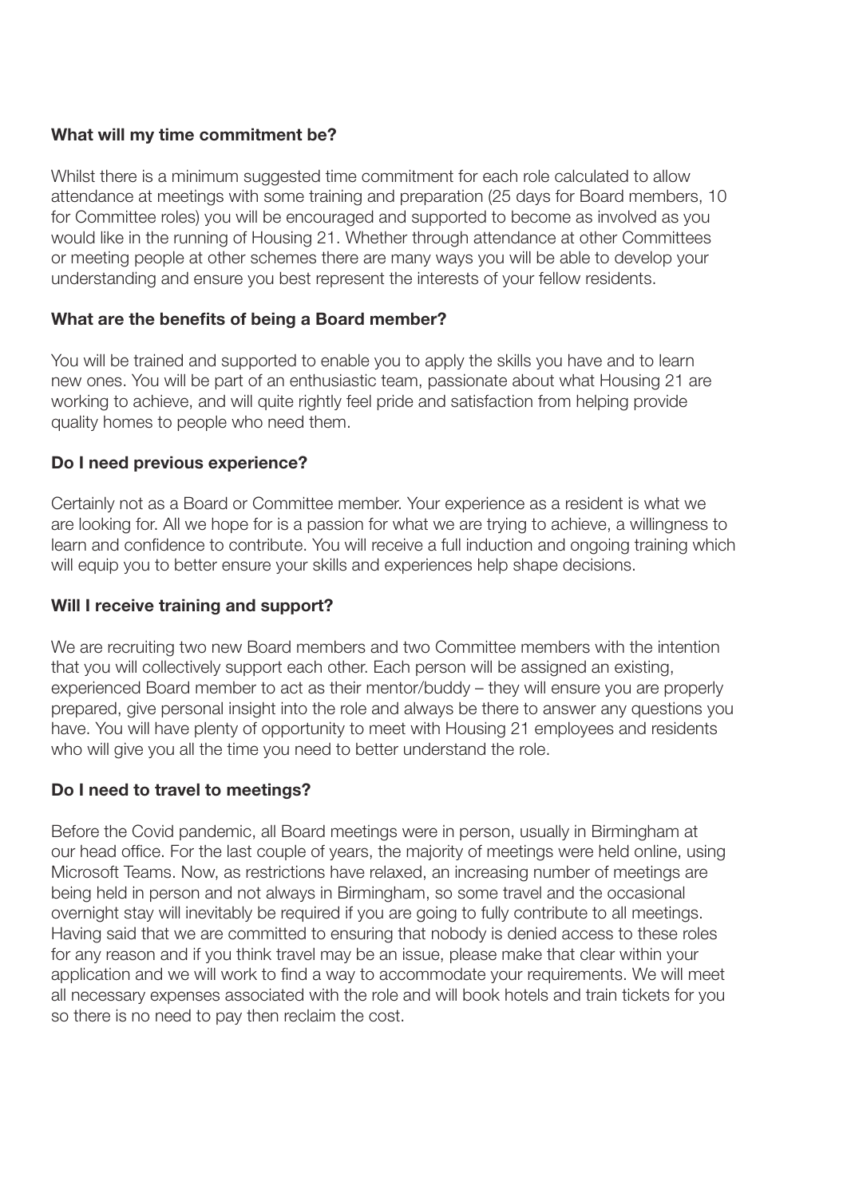**What will my time commitment be?**

Whilst there is a minimum suggested time commitment for each role calculated to allow attendance at meetings with some training and preparation (25 days for Board members, 10 for Committee roles) you will be encouraged and supported to become as involved as you would like in the running of Housing 21. Whether through attendance at other Committees or meeting people at other schemes there are many ways you will be able to develop your understanding and ensure you best represent the interests of your fellow residents.

**What are the benefits of being a Board member?**

You will be trained and supported to enable you to apply the skills you have and to learn new ones. You will be part of an enthusiastic team, passionate about what Housing 21 are working to achieve, and will quite rightly feel pride and satisfaction from helping provide quality homes to people who need them.

**Do I need previous experience?**

Certainly not as a Board or Committee member. Your experience as a resident is what we are looking for. All we hope for is a passion for what we are trying to achieve, a willingness to learn and confidence to contribute. You will receive a full induction and ongoing training which will equip you to better ensure your skills and experiences help shape decisions.

**Will I receive training and support?**

We are recruiting two new Board members and two Committee members with the intention that you will collectively support each other. Each person will be assigned an existing, experienced Board member to act as their mentor/buddy – they will ensure you are properly prepared, give personal insight into the role and always be there to answer any questions you have. You will have plenty of opportunity to meet with Housing 21 employees and residents who will give you all the time you need to better understand the role.

**Do I need to travel to meetings?**

Before the Covid pandemic, all Board meetings were in person, usually in Birmingham at our head office. For the last couple of years, the majority of meetings were held online, using Microsoft Teams. Now, as restrictions have relaxed, an increasing number of meetings are being held in person and not always in Birmingham, so some travel and the occasional overnight stay will inevitably be required if you are going to fully contribute to all meetings. Having said that we are committed to ensuring that nobody is denied access to these roles for any reason and if you think travel may be an issue, please make that clear within your application and we will work to find a way to accommodate your requirements. We will meet all necessary expenses associated with the role and will book hotels and train tickets for you so there is no need to pay then reclaim the cost.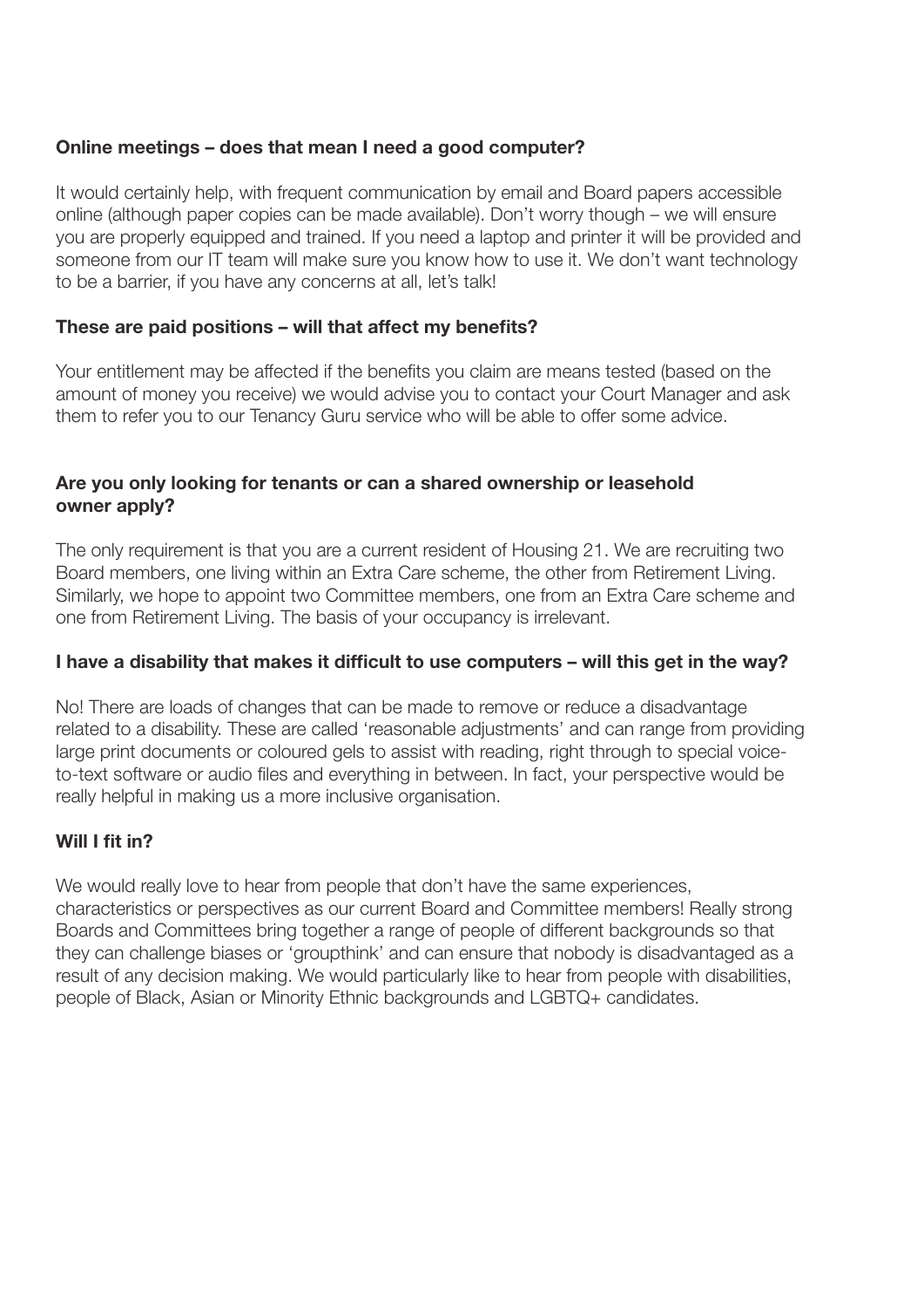### Online meetings – does that mean I need a good computer?

It would certainly help, with frequent communication by email and Board papers accessible online (although paper copies can be made available). Don't worry though – we will ensure you are properly equipped and trained. If you need a laptop and printer it will be provided and someone from our IT team will make sure you know how to use it. We don't want technology to be a barrier, if you have any concerns at all, let's talk!

### These are paid positions – will that affect my benefits?

Your entitlement may be affected if the benefits you claim are means tested (based on the amount of money you receive) we would advise you to contact your Court Manager and ask them to refer you to our Tenancy Guru service who will be able to offer some advice.

### Are you only looking for tenants or can a shared ownership or leasehold owner apply?

The only requirement is that you are a current resident of Housing 21. We are recruiting two Board members, one living within an Extra Care scheme, the other from Retirement Living. Similarly, we hope to appoint two Committee members, one from an Extra Care scheme and one from Retirement Living. The basis of your occupancy is irrelevant.

### I have a disability that makes it difficult to use computers – will this get in the way?

No! There are loads of changes that can be made to remove or reduce a disadvantage related to a disability. These are called 'reasonable adjustments' and can range from providing large print documents or coloured gels to assist with reading, right through to special voice-to-text software or audio files and everything in between. In fact, your perspective would be really helpful in making us a more inclusive organisation.

### Will I fit in?

We would really love to hear from people that don't have the same experiences, characteristics or perspectives as our current Board and Committee members! Really strong Boards and Committees bring together a range of people of different backgrounds so that they can challenge biases or 'groupthink' and can ensure that nobody is disadvantaged as a result of any decision making. We would particularly like to hear from people with disabilities, people of Black, Asian or Minority Ethnic backgrounds and LGBTQ+ candidates.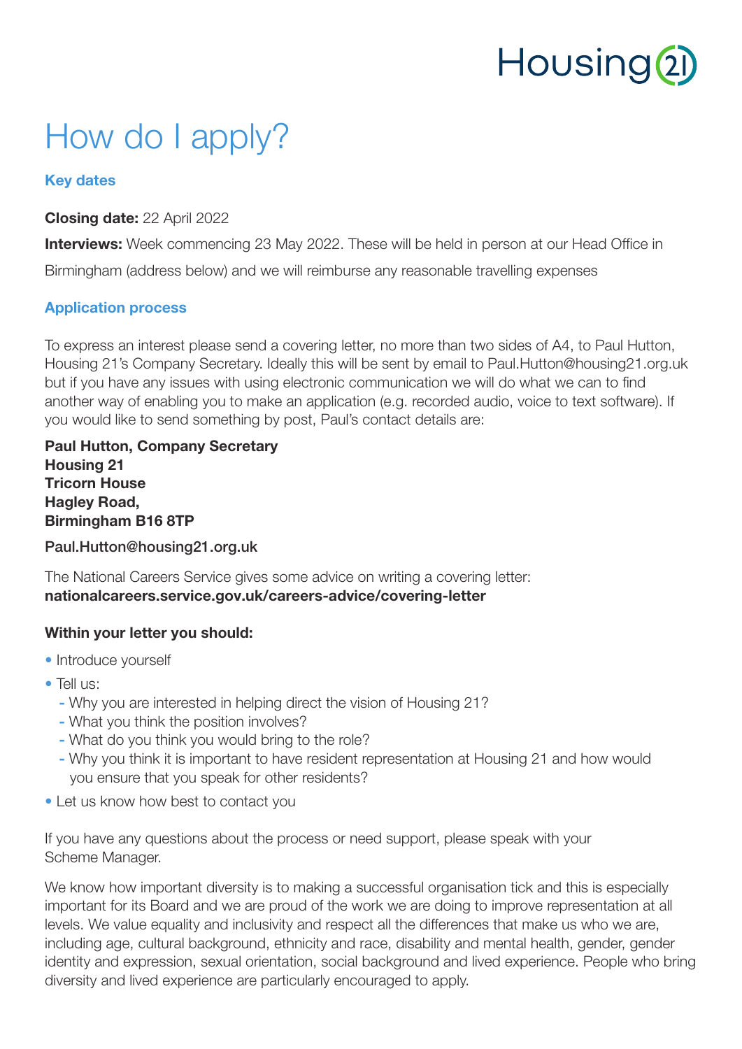# How do I apply?

### Key dates

**Closing date:** 22 April 2022

**Interviews:** Week commencing 23 May 2022. These will be held in person at our Head Office in Birmingham (address below) and we will reimburse any reasonable travelling expenses

### Application process

To express an interest please send a covering letter, no more than two sides of A4, to Paul Hutton, Housing 21's Company Secretary. Ideally this will be sent by email to Paul.Hutton@housing21.org.uk but if you have any issues with using electronic communication we will do what we can to find another way of enabling you to make an application (e.g. recorded audio, voice to text software). If you would like to send something by post, Paul's contact details are:

**Paul Hutton, Company Secretary**
**Housing 21**
**Tricorn House**
**Hagley Road,**
**Birmingham B16 8TP**

**Paul.Hutton@housing21.org.uk**

The National Careers Service gives some advice on writing a covering letter:
**nationalcareers.service.gov.uk/careers-advice/covering-letter**

**Within your letter you should:**

- Introduce yourself
- Tell us:
  - Why you are interested in helping direct the vision of Housing 21?
  - What you think the position involves?
  - What do you think you would bring to the role?
  - Why you think it is important to have resident representation at Housing 21 and how would you ensure that you speak for other residents?
- Let us know how best to contact you

If you have any questions about the process or need support, please speak with your Scheme Manager.

We know how important diversity is to making a successful organisation tick and this is especially important for its Board and we are proud of the work we are doing to improve representation at all levels. We value equality and inclusivity and respect all the differences that make us who we are, including age, cultural background, ethnicity and race, disability and mental health, gender, gender identity and expression, sexual orientation, social background and lived experience. People who bring diversity and lived experience are particularly encouraged to apply.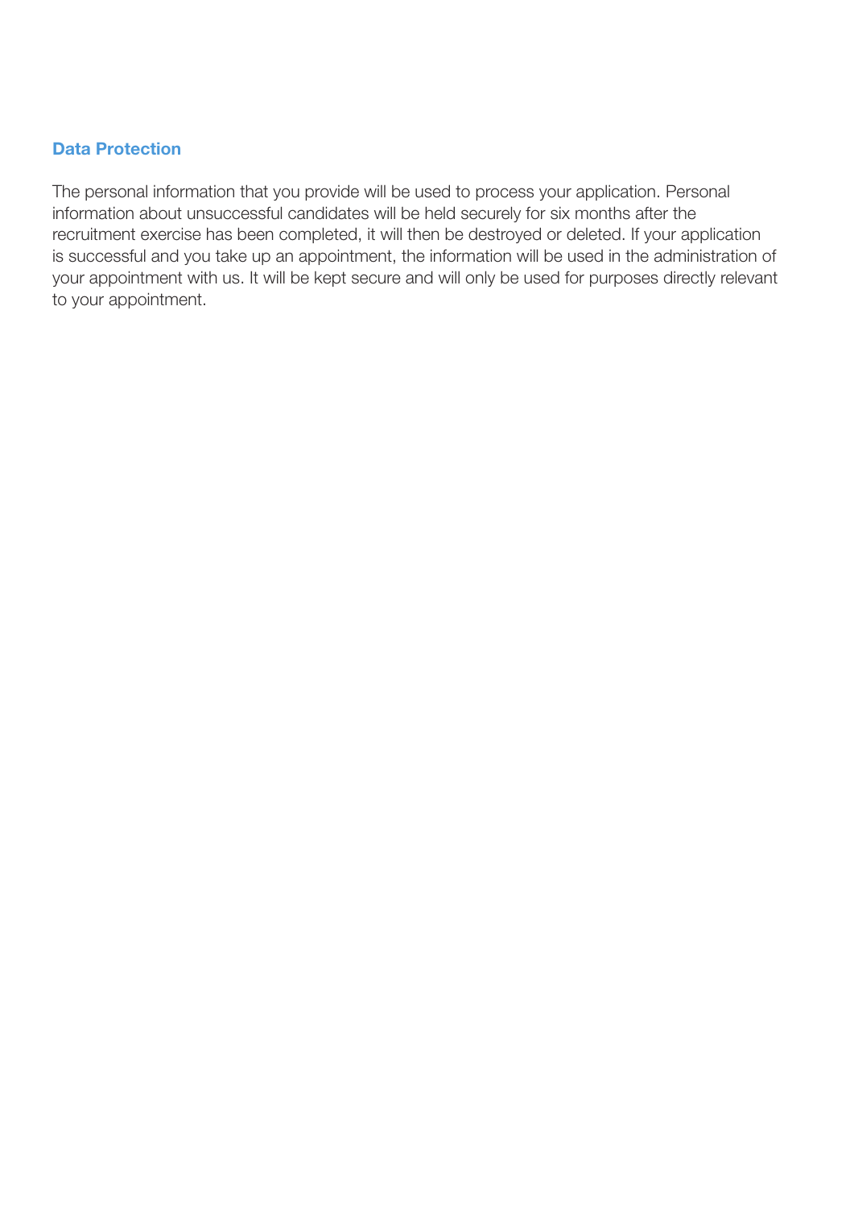## Data Protection

The personal information that you provide will be used to process your application. Personal information about unsuccessful candidates will be held securely for six months after the recruitment exercise has been completed, it will then be destroyed or deleted. If your application is successful and you take up an appointment, the information will be used in the administration of your appointment with us. It will be kept secure and will only be used for purposes directly relevant to your appointment.